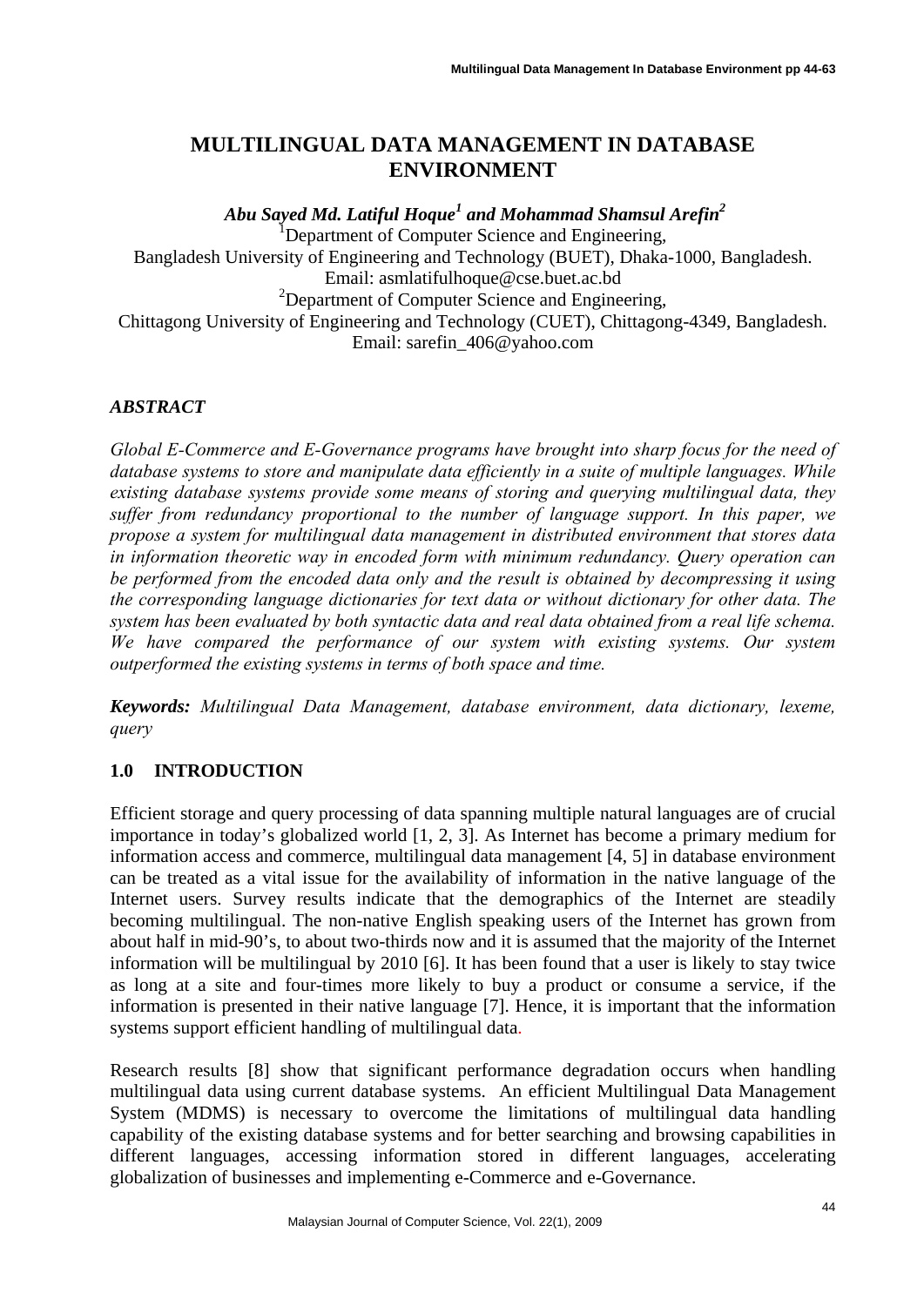# MULTILINGUAL DATA MANAGEMENT IN DATABASE ENVIRONMENT

***Abu Sayed Md. Latiful Hoque[1] and Mohammad Shamsul Arefin[2]***

[1]Department of Computer Science and Engineering,
Bangladesh University of Engineering and Technology (BUET), Dhaka-1000, Bangladesh.
Email: asmlatifulhoque@cse.buet.ac.bd

[2]Department of Computer Science and Engineering,
Chittagong University of Engineering and Technology (CUET), Chittagong-4349, Bangladesh.
Email: sarefin_406@yahoo.com

## *ABSTRACT*

*Global E-Commerce and E-Governance programs have brought into sharp focus for the need of database systems to store and manipulate data efficiently in a suite of multiple languages. While existing database systems provide some means of storing and querying multilingual data, they suffer from redundancy proportional to the number of language support. In this paper, we propose a system for multilingual data management in distributed environment that stores data in information theoretic way in encoded form with minimum redundancy. Query operation can be performed from the encoded data only and the result is obtained by decompressing it using the corresponding language dictionaries for text data or without dictionary for other data. The system has been evaluated by both syntactic data and real data obtained from a real life schema. We have compared the performance of our system with existing systems. Our system outperformed the existing systems in terms of both space and time.*

***Keywords:*** *Multilingual Data Management, database environment, data dictionary, lexeme, query*

## 1.0 INTRODUCTION

Efficient storage and query processing of data spanning multiple natural languages are of crucial importance in today's globalized world [1, 2, 3]. As Internet has become a primary medium for information access and commerce, multilingual data management [4, 5] in database environment can be treated as a vital issue for the availability of information in the native language of the Internet users. Survey results indicate that the demographics of the Internet are steadily becoming multilingual. The non-native English speaking users of the Internet has grown from about half in mid-90's, to about two-thirds now and it is assumed that the majority of the Internet information will be multilingual by 2010 [6]. It has been found that a user is likely to stay twice as long at a site and four-times more likely to buy a product or consume a service, if the information is presented in their native language [7]. Hence, it is important that the information systems support efficient handling of multilingual data.

Research results [8] show that significant performance degradation occurs when handling multilingual data using current database systems. An efficient Multilingual Data Management System (MDMS) is necessary to overcome the limitations of multilingual data handling capability of the existing database systems and for better searching and browsing capabilities in different languages, accessing information stored in different languages, accelerating globalization of businesses and implementing e-Commerce and e-Governance.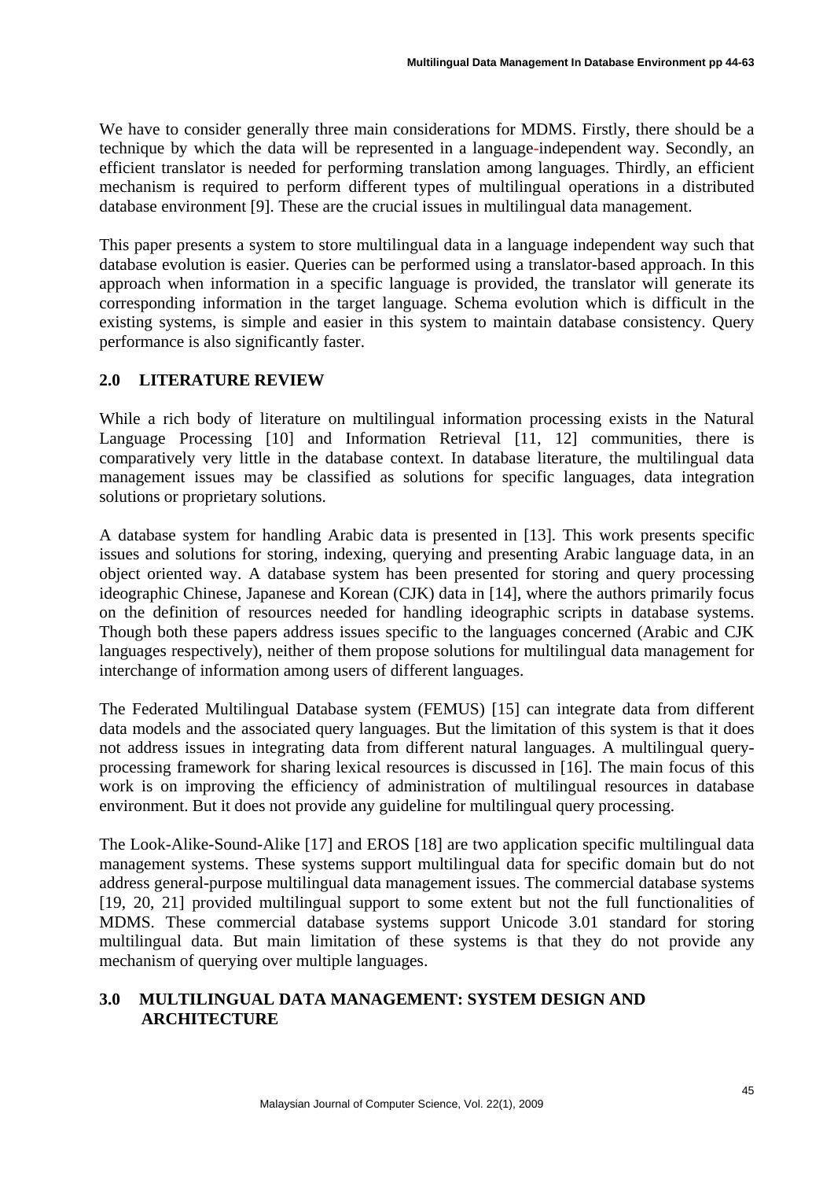We have to consider generally three main considerations for MDMS. Firstly, there should be a technique by which the data will be represented in a language-independent way. Secondly, an efficient translator is needed for performing translation among languages. Thirdly, an efficient mechanism is required to perform different types of multilingual operations in a distributed database environment [9]. These are the crucial issues in multilingual data management.

This paper presents a system to store multilingual data in a language independent way such that database evolution is easier. Queries can be performed using a translator-based approach. In this approach when information in a specific language is provided, the translator will generate its corresponding information in the target language. Schema evolution which is difficult in the existing systems, is simple and easier in this system to maintain database consistency. Query performance is also significantly faster.

## 2.0 LITERATURE REVIEW

While a rich body of literature on multilingual information processing exists in the Natural Language Processing [10] and Information Retrieval [11, 12] communities, there is comparatively very little in the database context. In database literature, the multilingual data management issues may be classified as solutions for specific languages, data integration solutions or proprietary solutions.

A database system for handling Arabic data is presented in [13]. This work presents specific issues and solutions for storing, indexing, querying and presenting Arabic language data, in an object oriented way. A database system has been presented for storing and query processing ideographic Chinese, Japanese and Korean (CJK) data in [14], where the authors primarily focus on the definition of resources needed for handling ideographic scripts in database systems. Though both these papers address issues specific to the languages concerned (Arabic and CJK languages respectively), neither of them propose solutions for multilingual data management for interchange of information among users of different languages.

The Federated Multilingual Database system (FEMUS) [15] can integrate data from different data models and the associated query languages. But the limitation of this system is that it does not address issues in integrating data from different natural languages. A multilingual query-processing framework for sharing lexical resources is discussed in [16]. The main focus of this work is on improving the efficiency of administration of multilingual resources in database environment. But it does not provide any guideline for multilingual query processing.

The Look-Alike-Sound-Alike [17] and EROS [18] are two application specific multilingual data management systems. These systems support multilingual data for specific domain but do not address general-purpose multilingual data management issues. The commercial database systems [19, 20, 21] provided multilingual support to some extent but not the full functionalities of MDMS. These commercial database systems support Unicode 3.01 standard for storing multilingual data. But main limitation of these systems is that they do not provide any mechanism of querying over multiple languages.

## 3.0 MULTILINGUAL DATA MANAGEMENT: SYSTEM DESIGN AND ARCHITECTURE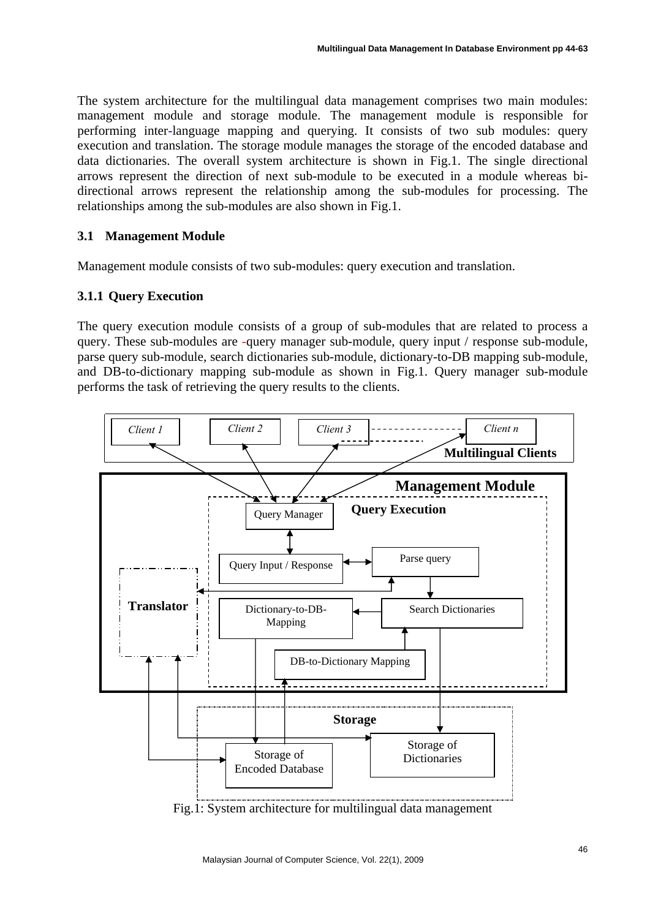The system architecture for the multilingual data management comprises two main modules: management module and storage module. The management module is responsible for performing inter-language mapping and querying. It consists of two sub modules: query execution and translation. The storage module manages the storage of the encoded database and data dictionaries. The overall system architecture is shown in Fig.1. The single directional arrows represent the direction of next sub-module to be executed in a module whereas bi-directional arrows represent the relationship among the sub-modules for processing. The relationships among the sub-modules are also shown in Fig.1.

### 3.1 Management Module

Management module consists of two sub-modules: query execution and translation.

#### 3.1.1 Query Execution

The query execution module consists of a group of sub-modules that are related to process a query. These sub-modules are -query manager sub-module, query input / response sub-module, parse query sub-module, search dictionaries sub-module, dictionary-to-DB mapping sub-module, and DB-to-dictionary mapping sub-module as shown in Fig.1. Query manager sub-module performs the task of retrieving the query results to the clients.

Client 1 | Client 2 | Client 3 | Client n

Multilingual Clients

Management Module

Query Execution

Query Manager

Query Input / Response

Parse query

Translator

Dictionary-to-DB-Mapping

Search Dictionaries

DB-to-Dictionary Mapping

Storage

Storage of Encoded Database

Storage of Dictionaries

Fig.1: System architecture for multilingual data management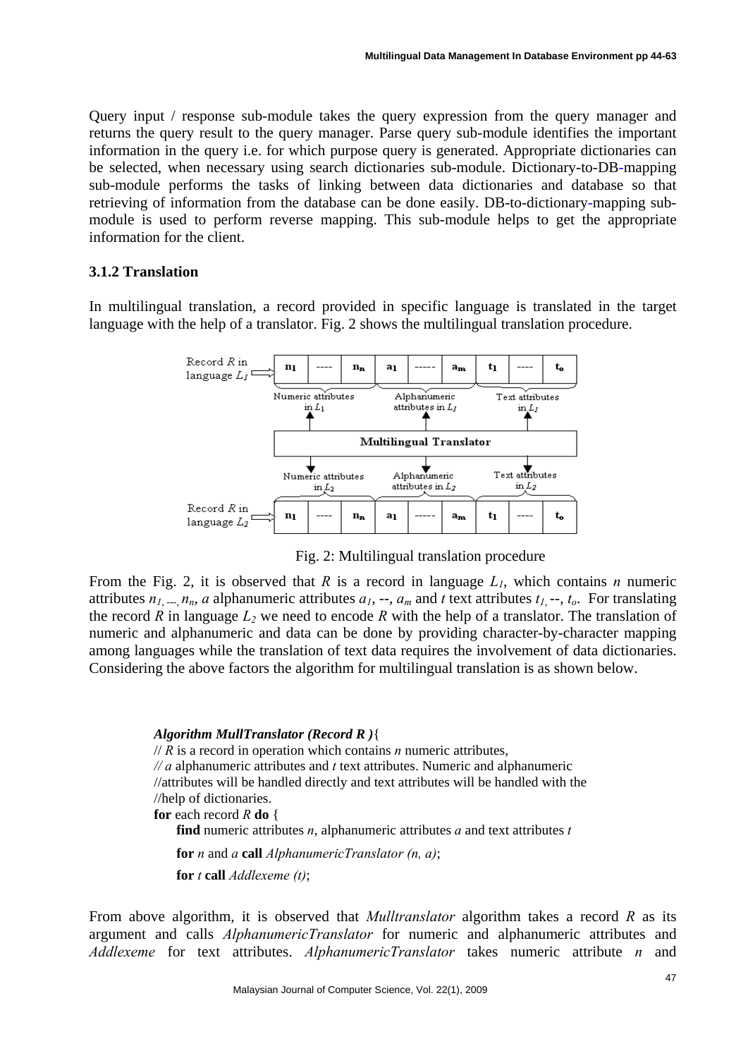Query input / response sub-module takes the query expression from the query manager and returns the query result to the query manager. Parse query sub-module identifies the important information in the query i.e. for which purpose query is generated. Appropriate dictionaries can be selected, when necessary using search dictionaries sub-module. Dictionary-to-DB-mapping sub-module performs the tasks of linking between data dictionaries and database so that retrieving of information from the database can be done easily. DB-to-dictionary-mapping sub-module is used to perform reverse mapping. This sub-module helps to get the appropriate information for the client.

### 3.1.2 Translation

In multilingual translation, a record provided in specific language is translated in the target language with the help of a translator. Fig. 2 shows the multilingual translation procedure.

Fig. 2: Multilingual translation procedure

From the Fig. 2, it is observed that $R$ is a record in language $L_1$, which contains $n$ numeric attributes $n_1, \ldots, n_n$, $a$ alphanumeric attributes $a_1$, --, $a_m$ and $t$ text attributes $t_1$, --, $t_o$. For translating the record $R$ in language $L_2$ we need to encode $R$ with the help of a translator. The translation of numeric and alphanumeric and data can be done by providing character-by-character mapping among languages while the translation of text data requires the involvement of data dictionaries. Considering the above factors the algorithm for multilingual translation is as shown below.

```
Algorithm MullTranslator (Record R ){
// R is a record in operation which contains n numeric attributes,
// a alphanumeric attributes and t text attributes. Numeric and alphanumeric
//attributes will be handled directly and text attributes will be handled with the
//help of dictionaries.
for each record R do {
    find numeric attributes n, alphanumeric attributes a and text attributes t
    for n and a call AlphanumericTranslator (n, a);
    for t call Addlexeme (t);
```

From above algorithm, it is observed that *Mulltranslator* algorithm takes a record $R$ as its argument and calls *AlphanumericTranslator* for numeric and alphanumeric attributes and *Addlexeme* for text attributes. *AlphanumericTranslator* takes numeric attribute $n$ and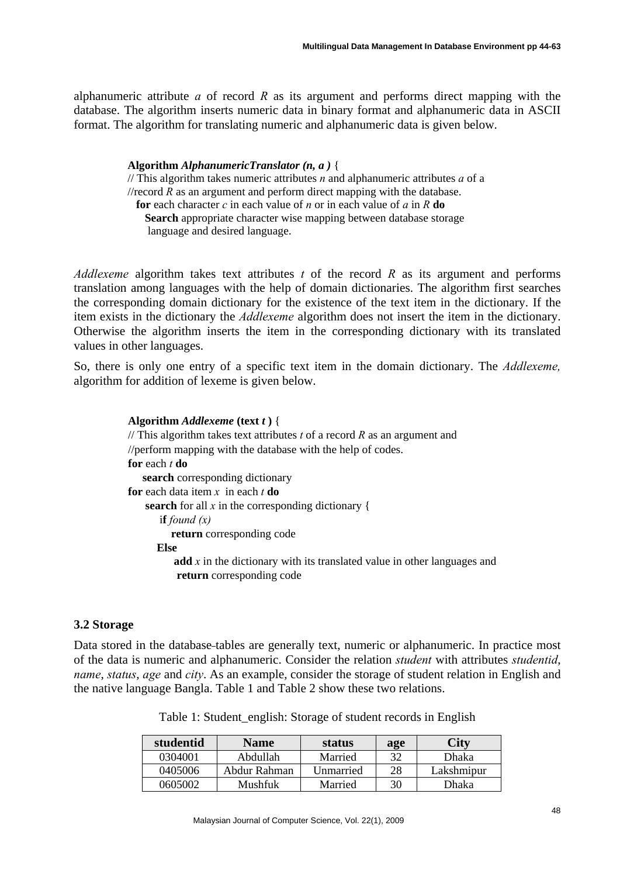alphanumeric attribute *a* of record *R* as its argument and performs direct mapping with the database. The algorithm inserts numeric data in binary format and alphanumeric data in ASCII format. The algorithm for translating numeric and alphanumeric data is given below.

> **Algorithm** ***AlphanumericTranslator (n, a )*** {
> // This algorithm takes numeric attributes *n* and alphanumeric attributes *a* of a
> //record *R* as an argument and perform direct mapping with the database.
> &nbsp;&nbsp;**for** each character *c* in each value of *n* or in each value of *a* in *R* **do**
> &nbsp;&nbsp;&nbsp;&nbsp;**Search** appropriate character wise mapping between database storage
> &nbsp;&nbsp;&nbsp;&nbsp;language and desired language.

*Addlexeme* algorithm takes text attributes *t* of the record *R* as its argument and performs translation among languages with the help of domain dictionaries. The algorithm first searches the corresponding domain dictionary for the existence of the text item in the dictionary. If the item exists in the dictionary the *Addlexeme* algorithm does not insert the item in the dictionary. Otherwise the algorithm inserts the item in the corresponding dictionary with its translated values in other languages.

So, there is only one entry of a specific text item in the domain dictionary. The *Addlexeme,* algorithm for addition of lexeme is given below.

> **Algorithm** ***Addlexeme*** **(text *t* )** {
> // This algorithm takes text attributes *t* of a record *R* as an argument and
> //perform mapping with the database with the help of codes.
> **for** each *t* **do**
> &nbsp;&nbsp;&nbsp;&nbsp;**search** corresponding dictionary
> **for** each data item *x* in each *t* **do**
> &nbsp;&nbsp;&nbsp;&nbsp;**search** for all *x* in the corresponding dictionary {
> &nbsp;&nbsp;&nbsp;&nbsp;&nbsp;&nbsp;i**f** *found (x)*
> &nbsp;&nbsp;&nbsp;&nbsp;&nbsp;&nbsp;&nbsp;&nbsp;**return** corresponding code
> &nbsp;&nbsp;&nbsp;&nbsp;&nbsp;&nbsp;**Else**
> &nbsp;&nbsp;&nbsp;&nbsp;&nbsp;&nbsp;&nbsp;&nbsp;**add** *x* in the dictionary with its translated value in other languages and
> &nbsp;&nbsp;&nbsp;&nbsp;&nbsp;&nbsp;&nbsp;&nbsp;**return** corresponding code

### 3.2 Storage

Data stored in the database tables are generally text, numeric or alphanumeric. In practice most of the data is numeric and alphanumeric. Consider the relation *student* with attributes *studentid*, *name*, *status*, *age* and *city*. As an example, consider the storage of student relation in English and the native language Bangla. Table 1 and Table 2 show these two relations.

Table 1: Student_english: Storage of student records in English

| studentid | Name | status | age | City |
|---|---|---|---|---|
| 0304001 | Abdullah | Married | 32 | Dhaka |
| 0405006 | Abdur Rahman | Unmarried | 28 | Lakshmipur |
| 0605002 | Mushfuk | Married | 30 | Dhaka |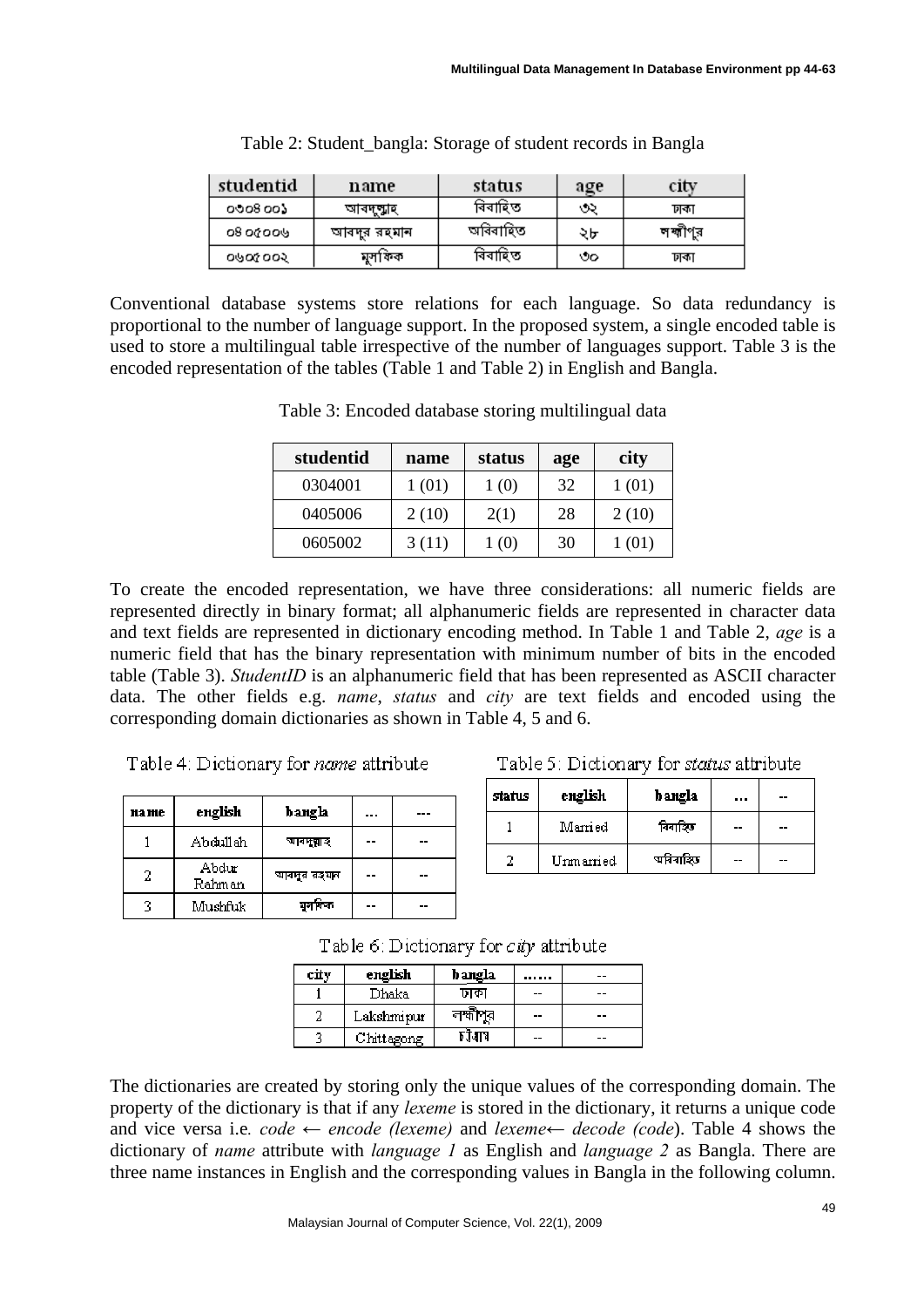Table 2: Student_bangla: Storage of student records in Bangla

| studentid | name | status | age | city |
|---|---|---|---|---|
| ০৩০৪০০১ | আবদুল্লাহ | বিবাহিত | ৩২ | ঢাকা |
| ০৪০৫০০৬ | আবদুর রহমান | অবিবাহিত | ২৮ | লক্ষীপুর |
| ০৬০৫০০২ | মুসফিক | বিবাহিত | ৩০ | ঢাকা |

Conventional database systems store relations for each language. So data redundancy is proportional to the number of language support. In the proposed system, a single encoded table is used to store a multilingual table irrespective of the number of languages support. Table 3 is the encoded representation of the tables (Table 1 and Table 2) in English and Bangla.

Table 3: Encoded database storing multilingual data

| studentid | name | status | age | city |
|---|---|---|---|---|
| 0304001 | 1 (01) | 1 (0) | 32 | 1 (01) |
| 0405006 | 2 (10) | 2(1) | 28 | 2 (10) |
| 0605002 | 3 (11) | 1 (0) | 30 | 1 (01) |

To create the encoded representation, we have three considerations: all numeric fields are represented directly in binary format; all alphanumeric fields are represented in character data and text fields are represented in dictionary encoding method. In Table 1 and Table 2, *age* is a numeric field that has the binary representation with minimum number of bits in the encoded table (Table 3). *StudentID* is an alphanumeric field that has been represented as ASCII character data. The other fields e.g. *name*, *status* and *city* are text fields and encoded using the corresponding domain dictionaries as shown in Table 4, 5 and 6.

Table 4: Dictionary for *name* attribute

| name | english | bangla | ... | --- |
|---|---|---|---|---|
| 1 | Abdullah | আবদুল্লাহ | -- | -- |
| 2 | Abdur Rahman | আবদুর রহমান | -- | -- |
| 3 | Mushfuk | মুসফিক | -- | -- |

Table 5: Dictionary for *status* attribute

| status | english | bangla | ... | -- |
|---|---|---|---|---|
| 1 | Married | বিবাহিত | -- | -- |
| 2 | Unmarried | অবিবাহিত | -- | -- |

Table 6: Dictionary for *city* attribute

| city | english | bangla | ...... | -- |
|---|---|---|---|---|
| 1 | Dhaka | ঢাকা | -- | -- |
| 2 | Lakshmipur | লক্ষীপুর | -- | -- |
| 3 | Chittagong | চট্টগ্রাম | -- | -- |

The dictionaries are created by storing only the unique values of the corresponding domain. The property of the dictionary is that if any *lexeme* is stored in the dictionary, it returns a unique code and vice versa i.e. *code* ← *encode (lexeme)* and *lexeme*← *decode (code*). Table 4 shows the dictionary of *name* attribute with *language 1* as English and *language 2* as Bangla. There are three name instances in English and the corresponding values in Bangla in the following column.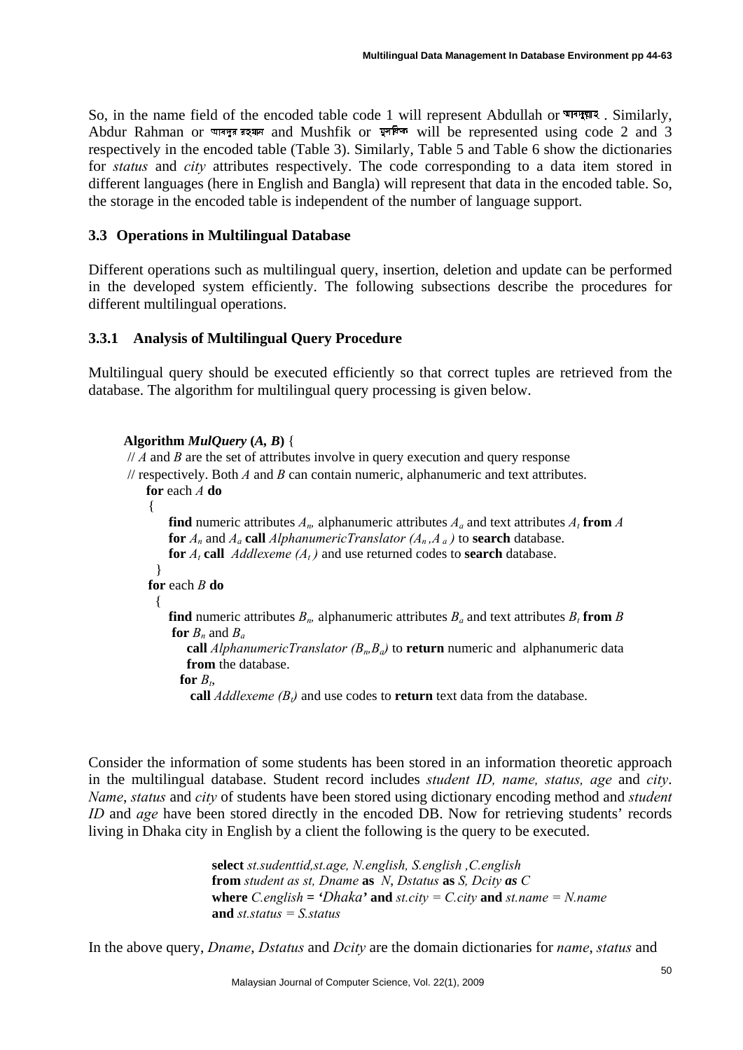So, in the name field of the encoded table code 1 will represent Abdullah or আবদুল্লাহ . Similarly, Abdur Rahman or আবদুর রহমান and Mushfik or মুশফিক will be represented using code 2 and 3 respectively in the encoded table (Table 3). Similarly, Table 5 and Table 6 show the dictionaries for *status* and *city* attributes respectively. The code corresponding to a data item stored in different languages (here in English and Bangla) will represent that data in the encoded table. So, the storage in the encoded table is independent of the number of language support.

### 3.3 Operations in Multilingual Database

Different operations such as multilingual query, insertion, deletion and update can be performed in the developed system efficiently. The following subsections describe the procedures for different multilingual operations.

#### 3.3.1 Analysis of Multilingual Query Procedure

Multilingual query should be executed efficiently so that correct tuples are retrieved from the database. The algorithm for multilingual query processing is given below.

**Algorithm** ***MulQuery*** **(*A, B*)** {
// *A* and *B* are the set of attributes involve in query execution and query response
// respectively. Both *A* and *B* can contain numeric, alphanumeric and text attributes.
  **for** each *A* **do**
  {
    **find** numeric attributes $A_n$, alphanumeric attributes $A_a$ and text attributes $A_t$ **from** *A*
    **for** $A_n$ and $A_a$ **call** *AlphanumericTranslator* $(A_n, A_a)$ to **search** database.
    **for** $A_t$ **call** *Addlexeme* $(A_t)$ and use returned codes to **search** database.
  }
  **for** each *B* **do**
  {
    **find** numeric attributes $B_n$, alphanumeric attributes $B_a$ and text attributes $B_t$ **from** *B*
    **for** $B_n$ and $B_a$
      **call** *AlphanumericTranslator* $(B_n, B_a)$ to **return** numeric and alphanumeric data **from** the database.
    **for** $B_t$,
      **call** *Addlexeme* $(B_t)$ and use codes to **return** text data from the database.

Consider the information of some students has been stored in an information theoretic approach in the multilingual database. Student record includes *student ID, name, status, age* and *city*. *Name*, *status* and *city* of students have been stored using dictionary encoding method and *student ID* and *age* have been stored directly in the encoded DB. Now for retrieving students' records living in Dhaka city in English by a client the following is the query to be executed.

```
select st.sudenttid,st.age, N.english, S.english ,C.english
from student as st, Dname as N, Dstatus as S, Dcity as C
where C.english = 'Dhaka' and st.city = C.city and st.name = N.name
and st.status = S.status
```

In the above query, *Dname*, *Dstatus* and *Dcity* are the domain dictionaries for *name*, *status* and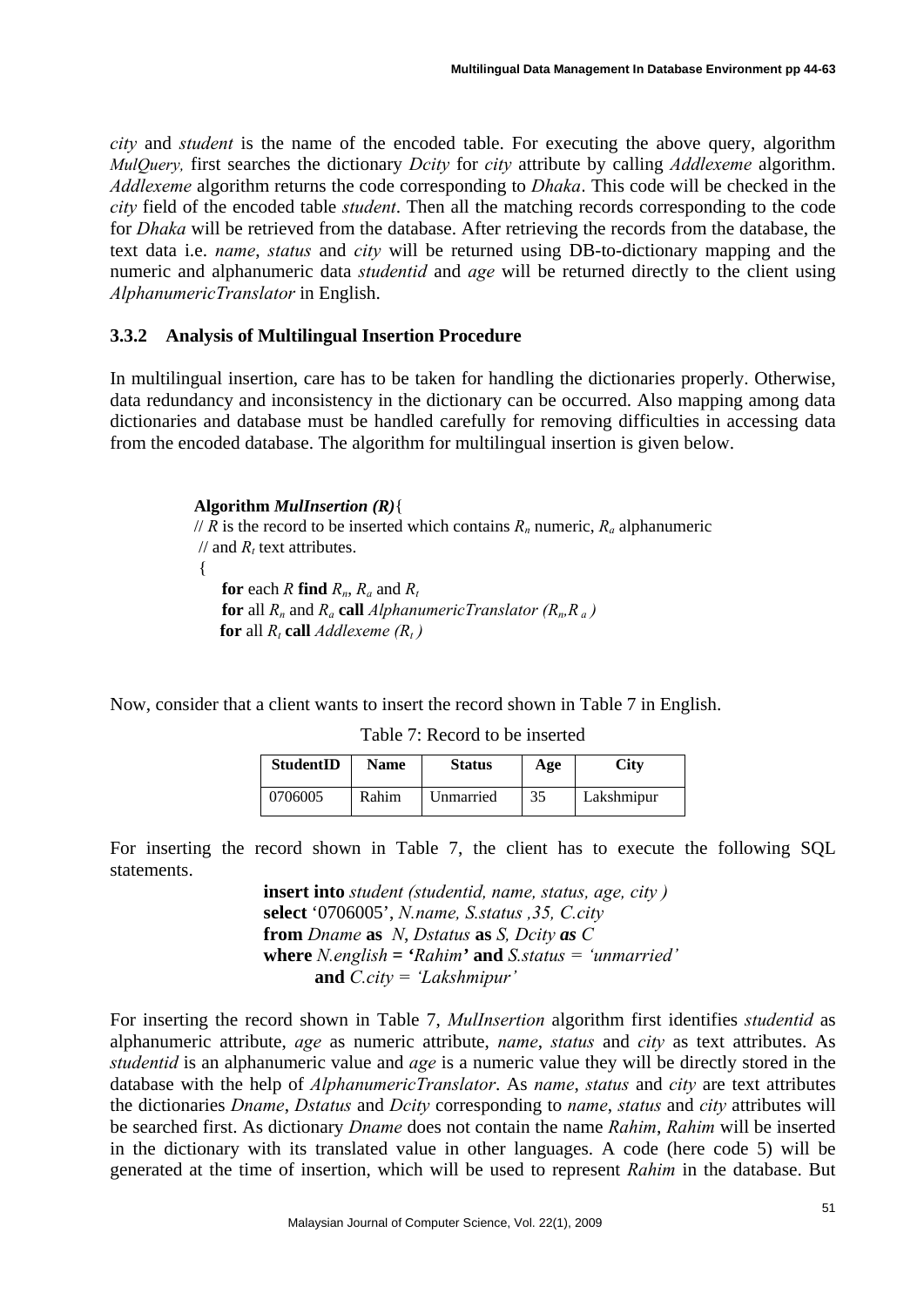*city* and *student* is the name of the encoded table. For executing the above query, algorithm *MulQuery,* first searches the dictionary *Dcity* for *city* attribute by calling *Addlexeme* algorithm. *Addlexeme* algorithm returns the code corresponding to *Dhaka*. This code will be checked in the *city* field of the encoded table *student*. Then all the matching records corresponding to the code for *Dhaka* will be retrieved from the database. After retrieving the records from the database, the text data i.e. *name*, *status* and *city* will be returned using DB-to-dictionary mapping and the numeric and alphanumeric data *studentid* and *age* will be returned directly to the client using *AlphanumericTranslator* in English.

### 3.3.2 Analysis of Multilingual Insertion Procedure

In multilingual insertion, care has to be taken for handling the dictionaries properly. Otherwise, data redundancy and inconsistency in the dictionary can be occurred. Also mapping among data dictionaries and database must be handled carefully for removing difficulties in accessing data from the encoded database. The algorithm for multilingual insertion is given below.

**Algorithm *MulInsertion (R)***{
// $R$ is the record to be inserted which contains $R_n$ numeric, $R_a$ alphanumeric
// and $R_t$ text attributes.
{
  **for** each $R$ **find** $R_n$, $R_a$ and $R_t$
  **for** all $R_n$ and $R_a$ **call** *AlphanumericTranslator* $(R_n, R_a)$
  **for** all $R_t$ **call** *Addlexeme* $(R_t)$

Now, consider that a client wants to insert the record shown in Table 7 in English.

Table 7: Record to be inserted

| StudentID | Name | Status | Age | City |
|---|---|---|---|---|
| 0706005 | Rahim | Unmarried | 35 | Lakshmipur |

For inserting the record shown in Table 7, the client has to execute the following SQL statements.

```
insert into student (studentid, name, status, age, city )
select '0706005', N.name, S.status ,35, C.city
from Dname as N, Dstatus as S, Dcity as C
where N.english = 'Rahim' and S.status = 'unmarried'
    and C.city = 'Lakshmipur'
```

For inserting the record shown in Table 7, *MulInsertion* algorithm first identifies *studentid* as alphanumeric attribute, *age* as numeric attribute, *name*, *status* and *city* as text attributes. As *studentid* is an alphanumeric value and *age* is a numeric value they will be directly stored in the database with the help of *AlphanumericTranslator*. As *name*, *status* and *city* are text attributes the dictionaries *Dname*, *Dstatus* and *Dcity* corresponding to *name*, *status* and *city* attributes will be searched first. As dictionary *Dname* does not contain the name *Rahim*, *Rahim* will be inserted in the dictionary with its translated value in other languages. A code (here code 5) will be generated at the time of insertion, which will be used to represent *Rahim* in the database. But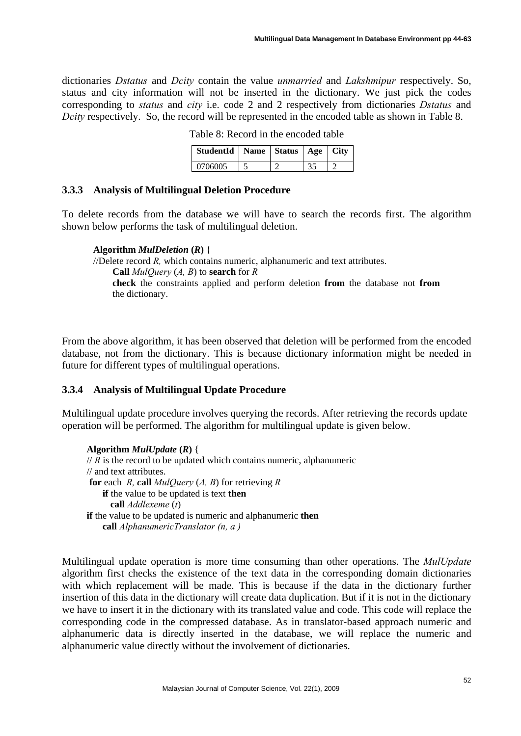dictionaries *Dstatus* and *Dcity* contain the value *unmarried* and *Lakshmipur* respectively. So, status and city information will not be inserted in the dictionary. We just pick the codes corresponding to *status* and *city* i.e. code 2 and 2 respectively from dictionaries *Dstatus* and *Dcity* respectively. So, the record will be represented in the encoded table as shown in Table 8.

Table 8: Record in the encoded table

| StudentId | Name | Status | Age | City |
|---|---|---|---|---|
| 0706005 | 5 | 2 | 35 | 2 |

### 3.3.3 Analysis of Multilingual Deletion Procedure

To delete records from the database we will have to search the records first. The algorithm shown below performs the task of multilingual deletion.

**Algorithm** ***MulDeletion*** **(*R*)** {
//Delete record *R,* which contains numeric, alphanumeric and text attributes.
  **Call** *MulQuery* (*A, B*) to **search** for *R*
  **check** the constraints applied and perform deletion **from** the database not **from** the dictionary.

From the above algorithm, it has been observed that deletion will be performed from the encoded database, not from the dictionary. This is because dictionary information might be needed in future for different types of multilingual operations.

### 3.3.4 Analysis of Multilingual Update Procedure

Multilingual update procedure involves querying the records. After retrieving the records update operation will be performed. The algorithm for multilingual update is given below.

**Algorithm** ***MulUpdate*** **(*R*)** {
// *R* is the record to be updated which contains numeric, alphanumeric
// and text attributes.
 **for** each *R,* **call** *MulQuery* (*A, B*) for retrieving *R*
  **if** the value to be updated is text **then**
   **call** *Addlexeme* (*t*)
 **if** the value to be updated is numeric and alphanumeric **then**
  **call** *AlphanumericTranslator (n, a )*

Multilingual update operation is more time consuming than other operations. The *MulUpdate* algorithm first checks the existence of the text data in the corresponding domain dictionaries with which replacement will be made. This is because if the data in the dictionary further insertion of this data in the dictionary will create data duplication. But if it is not in the dictionary we have to insert it in the dictionary with its translated value and code. This code will replace the corresponding code in the compressed database. As in translator-based approach numeric and alphanumeric data is directly inserted in the database, we will replace the numeric and alphanumeric value directly without the involvement of dictionaries.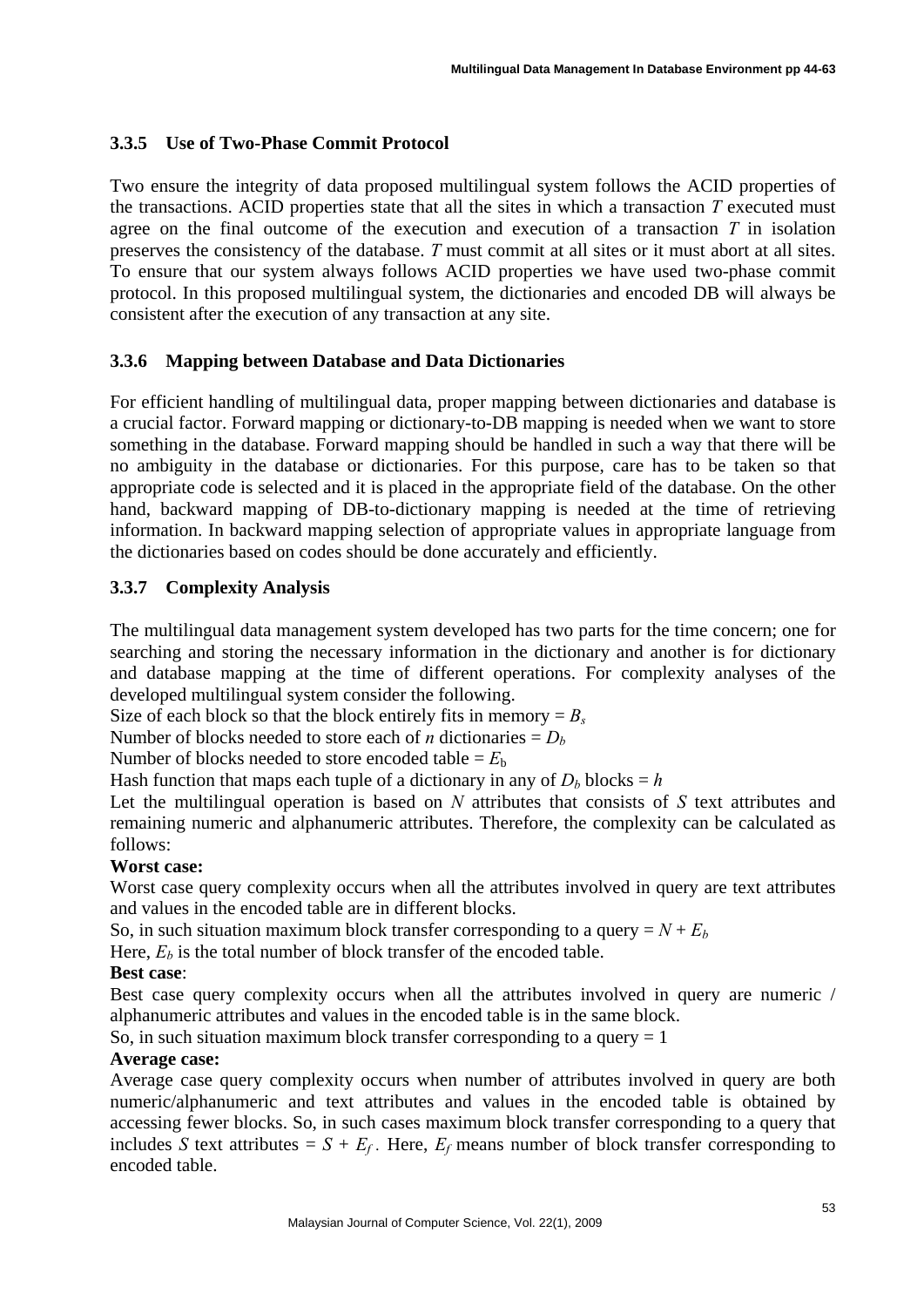### 3.3.5 Use of Two-Phase Commit Protocol

Two ensure the integrity of data proposed multilingual system follows the ACID properties of the transactions. ACID properties state that all the sites in which a transaction $T$ executed must agree on the final outcome of the execution and execution of a transaction $T$ in isolation preserves the consistency of the database. $T$ must commit at all sites or it must abort at all sites. To ensure that our system always follows ACID properties we have used two-phase commit protocol. In this proposed multilingual system, the dictionaries and encoded DB will always be consistent after the execution of any transaction at any site.

### 3.3.6 Mapping between Database and Data Dictionaries

For efficient handling of multilingual data, proper mapping between dictionaries and database is a crucial factor. Forward mapping or dictionary-to-DB mapping is needed when we want to store something in the database. Forward mapping should be handled in such a way that there will be no ambiguity in the database or dictionaries. For this purpose, care has to be taken so that appropriate code is selected and it is placed in the appropriate field of the database. On the other hand, backward mapping of DB-to-dictionary mapping is needed at the time of retrieving information. In backward mapping selection of appropriate values in appropriate language from the dictionaries based on codes should be done accurately and efficiently.

### 3.3.7 Complexity Analysis

The multilingual data management system developed has two parts for the time concern; one for searching and storing the necessary information in the dictionary and another is for dictionary and database mapping at the time of different operations. For complexity analyses of the developed multilingual system consider the following.

Size of each block so that the block entirely fits in memory = $B_s$

Number of blocks needed to store each of $n$ dictionaries = $D_b$

Number of blocks needed to store encoded table = $E_b$

Hash function that maps each tuple of a dictionary in any of $D_b$ blocks = $h$

Let the multilingual operation is based on $N$ attributes that consists of $S$ text attributes and remaining numeric and alphanumeric attributes. Therefore, the complexity can be calculated as follows:

**Worst case:**

Worst case query complexity occurs when all the attributes involved in query are text attributes and values in the encoded table are in different blocks.

So, in such situation maximum block transfer corresponding to a query = $N + E_b$

Here, $E_b$ is the total number of block transfer of the encoded table.

**Best case**:

Best case query complexity occurs when all the attributes involved in query are numeric / alphanumeric attributes and values in the encoded table is in the same block.

So, in such situation maximum block transfer corresponding to a query = 1

**Average case:**

Average case query complexity occurs when number of attributes involved in query are both numeric/alphanumeric and text attributes and values in the encoded table is obtained by accessing fewer blocks. So, in such cases maximum block transfer corresponding to a query that includes $S$ text attributes = $S + E_f$. Here, $E_f$ means number of block transfer corresponding to encoded table.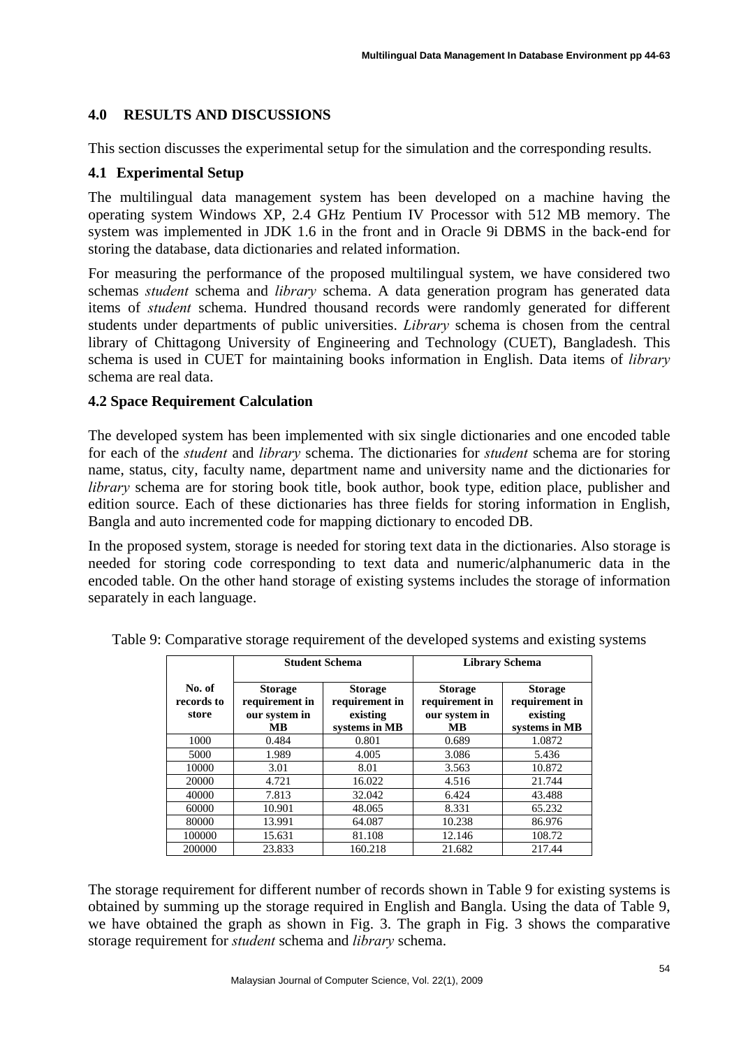## 4.0 RESULTS AND DISCUSSIONS

This section discusses the experimental setup for the simulation and the corresponding results.

### 4.1 Experimental Setup

The multilingual data management system has been developed on a machine having the operating system Windows XP, 2.4 GHz Pentium IV Processor with 512 MB memory. The system was implemented in JDK 1.6 in the front and in Oracle 9i DBMS in the back-end for storing the database, data dictionaries and related information.

For measuring the performance of the proposed multilingual system, we have considered two schemas *student* schema and *library* schema. A data generation program has generated data items of *student* schema. Hundred thousand records were randomly generated for different students under departments of public universities. *Library* schema is chosen from the central library of Chittagong University of Engineering and Technology (CUET), Bangladesh. This schema is used in CUET for maintaining books information in English. Data items of *library* schema are real data.

### 4.2 Space Requirement Calculation

The developed system has been implemented with six single dictionaries and one encoded table for each of the *student* and *library* schema. The dictionaries for *student* schema are for storing name, status, city, faculty name, department name and university name and the dictionaries for *library* schema are for storing book title, book author, book type, edition place, publisher and edition source. Each of these dictionaries has three fields for storing information in English, Bangla and auto incremented code for mapping dictionary to encoded DB.

In the proposed system, storage is needed for storing text data in the dictionaries. Also storage is needed for storing code corresponding to text data and numeric/alphanumeric data in the encoded table. On the other hand storage of existing systems includes the storage of information separately in each language.

Table 9: Comparative storage requirement of the developed systems and existing systems

| No. of records to store | Student Schema | | Library Schema | |
|---|---|---|---|---|
| | **Storage requirement in our system in MB** | **Storage requirement in existing systems in MB** | **Storage requirement in our system in MB** | **Storage requirement in existing systems in MB** |
| 1000 | 0.484 | 0.801 | 0.689 | 1.0872 |
| 5000 | 1.989 | 4.005 | 3.086 | 5.436 |
| 10000 | 3.01 | 8.01 | 3.563 | 10.872 |
| 20000 | 4.721 | 16.022 | 4.516 | 21.744 |
| 40000 | 7.813 | 32.042 | 6.424 | 43.488 |
| 60000 | 10.901 | 48.065 | 8.331 | 65.232 |
| 80000 | 13.991 | 64.087 | 10.238 | 86.976 |
| 100000 | 15.631 | 81.108 | 12.146 | 108.72 |
| 200000 | 23.833 | 160.218 | 21.682 | 217.44 |

The storage requirement for different number of records shown in Table 9 for existing systems is obtained by summing up the storage required in English and Bangla. Using the data of Table 9, we have obtained the graph as shown in Fig. 3. The graph in Fig. 3 shows the comparative storage requirement for *student* schema and *library* schema.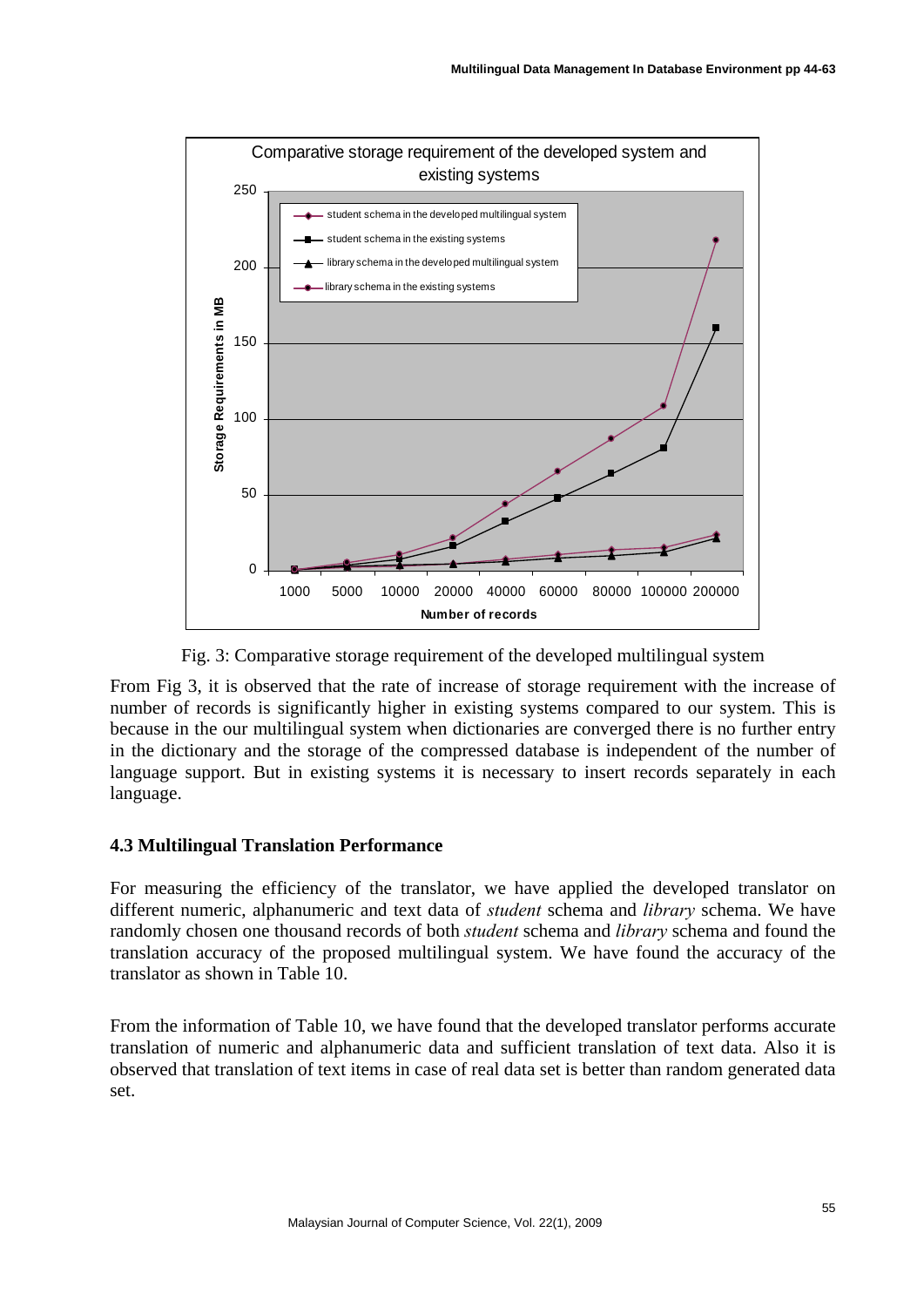Fig. 3: Comparative storage requirement of the developed multilingual system

From Fig 3, it is observed that the rate of increase of storage requirement with the increase of number of records is significantly higher in existing systems compared to our system. This is because in the our multilingual system when dictionaries are converged there is no further entry in the dictionary and the storage of the compressed database is independent of the number of language support. But in existing systems it is necessary to insert records separately in each language.

### 4.3 Multilingual Translation Performance

For measuring the efficiency of the translator, we have applied the developed translator on different numeric, alphanumeric and text data of *student* schema and *library* schema. We have randomly chosen one thousand records of both *student* schema and *library* schema and found the translation accuracy of the proposed multilingual system. We have found the accuracy of the translator as shown in Table 10.

From the information of Table 10, we have found that the developed translator performs accurate translation of numeric and alphanumeric data and sufficient translation of text data. Also it is observed that translation of text items in case of real data set is better than random generated data set.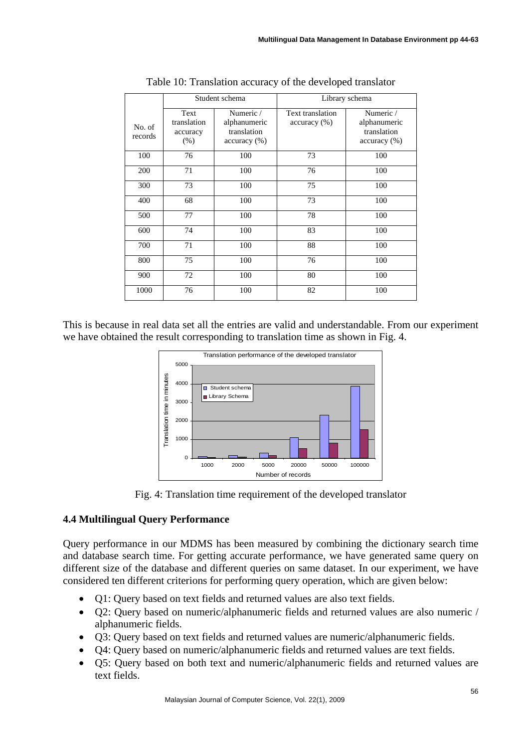Table 10: Translation accuracy of the developed translator

| No. of records | Student schema | | Library schema | |
|---|---|---|---|---|
| | Text translation accuracy (%) | Numeric / alphanumeric translation accuracy (%) | Text translation accuracy (%) | Numeric / alphanumeric translation accuracy (%) |
| 100 | 76 | 100 | 73 | 100 |
| 200 | 71 | 100 | 76 | 100 |
| 300 | 73 | 100 | 75 | 100 |
| 400 | 68 | 100 | 73 | 100 |
| 500 | 77 | 100 | 78 | 100 |
| 600 | 74 | 100 | 83 | 100 |
| 700 | 71 | 100 | 88 | 100 |
| 800 | 75 | 100 | 76 | 100 |
| 900 | 72 | 100 | 80 | 100 |
| 1000 | 76 | 100 | 82 | 100 |

This is because in real data set all the entries are valid and understandable. From our experiment we have obtained the result corresponding to translation time as shown in Fig. 4.

Fig. 4: Translation time requirement of the developed translator

### 4.4 Multilingual Query Performance

Query performance in our MDMS has been measured by combining the dictionary search time and database search time. For getting accurate performance, we have generated same query on different size of the database and different queries on same dataset. In our experiment, we have considered ten different criterions for performing query operation, which are given below:

- Q1: Query based on text fields and returned values are also text fields.
- Q2: Query based on numeric/alphanumeric fields and returned values are also numeric / alphanumeric fields.
- Q3: Query based on text fields and returned values are numeric/alphanumeric fields.
- Q4: Query based on numeric/alphanumeric fields and returned values are text fields.
- Q5: Query based on both text and numeric/alphanumeric fields and returned values are text fields.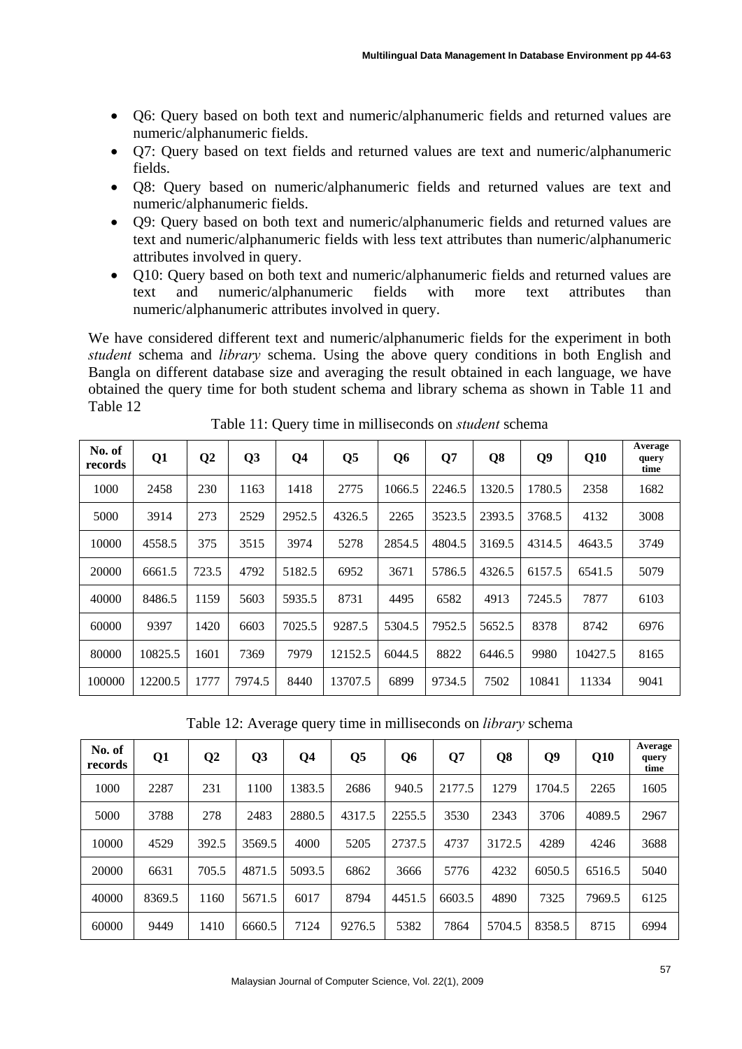- Q6: Query based on both text and numeric/alphanumeric fields and returned values are numeric/alphanumeric fields.
- Q7: Query based on text fields and returned values are text and numeric/alphanumeric fields.
- Q8: Query based on numeric/alphanumeric fields and returned values are text and numeric/alphanumeric fields.
- Q9: Query based on both text and numeric/alphanumeric fields and returned values are text and numeric/alphanumeric fields with less text attributes than numeric/alphanumeric attributes involved in query.
- Q10: Query based on both text and numeric/alphanumeric fields and returned values are text and numeric/alphanumeric fields with more text attributes than numeric/alphanumeric attributes involved in query.

We have considered different text and numeric/alphanumeric fields for the experiment in both *student* schema and *library* schema. Using the above query conditions in both English and Bangla on different database size and averaging the result obtained in each language, we have obtained the query time for both student schema and library schema as shown in Table 11 and Table 12

Table 11: Query time in milliseconds on *student* schema

| No. of records | Q1 | Q2 | Q3 | Q4 | Q5 | Q6 | Q7 | Q8 | Q9 | Q10 | Average query time |
|---|---|---|---|---|---|---|---|---|---|---|---|
| 1000 | 2458 | 230 | 1163 | 1418 | 2775 | 1066.5 | 2246.5 | 1320.5 | 1780.5 | 2358 | 1682 |
| 5000 | 3914 | 273 | 2529 | 2952.5 | 4326.5 | 2265 | 3523.5 | 2393.5 | 3768.5 | 4132 | 3008 |
| 10000 | 4558.5 | 375 | 3515 | 3974 | 5278 | 2854.5 | 4804.5 | 3169.5 | 4314.5 | 4643.5 | 3749 |
| 20000 | 6661.5 | 723.5 | 4792 | 5182.5 | 6952 | 3671 | 5786.5 | 4326.5 | 6157.5 | 6541.5 | 5079 |
| 40000 | 8486.5 | 1159 | 5603 | 5935.5 | 8731 | 4495 | 6582 | 4913 | 7245.5 | 7877 | 6103 |
| 60000 | 9397 | 1420 | 6603 | 7025.5 | 9287.5 | 5304.5 | 7952.5 | 5652.5 | 8378 | 8742 | 6976 |
| 80000 | 10825.5 | 1601 | 7369 | 7979 | 12152.5 | 6044.5 | 8822 | 6446.5 | 9980 | 10427.5 | 8165 |
| 100000 | 12200.5 | 1777 | 7974.5 | 8440 | 13707.5 | 6899 | 9734.5 | 7502 | 10841 | 11334 | 9041 |

Table 12: Average query time in milliseconds on *library* schema

| No. of records | Q1 | Q2 | Q3 | Q4 | Q5 | Q6 | Q7 | Q8 | Q9 | Q10 | Average query time |
|---|---|---|---|---|---|---|---|---|---|---|---|
| 1000 | 2287 | 231 | 1100 | 1383.5 | 2686 | 940.5 | 2177.5 | 1279 | 1704.5 | 2265 | 1605 |
| 5000 | 3788 | 278 | 2483 | 2880.5 | 4317.5 | 2255.5 | 3530 | 2343 | 3706 | 4089.5 | 2967 |
| 10000 | 4529 | 392.5 | 3569.5 | 4000 | 5205 | 2737.5 | 4737 | 3172.5 | 4289 | 4246 | 3688 |
| 20000 | 6631 | 705.5 | 4871.5 | 5093.5 | 6862 | 3666 | 5776 | 4232 | 6050.5 | 6516.5 | 5040 |
| 40000 | 8369.5 | 1160 | 5671.5 | 6017 | 8794 | 4451.5 | 6603.5 | 4890 | 7325 | 7969.5 | 6125 |
| 60000 | 9449 | 1410 | 6660.5 | 7124 | 9276.5 | 5382 | 7864 | 5704.5 | 8358.5 | 8715 | 6994 |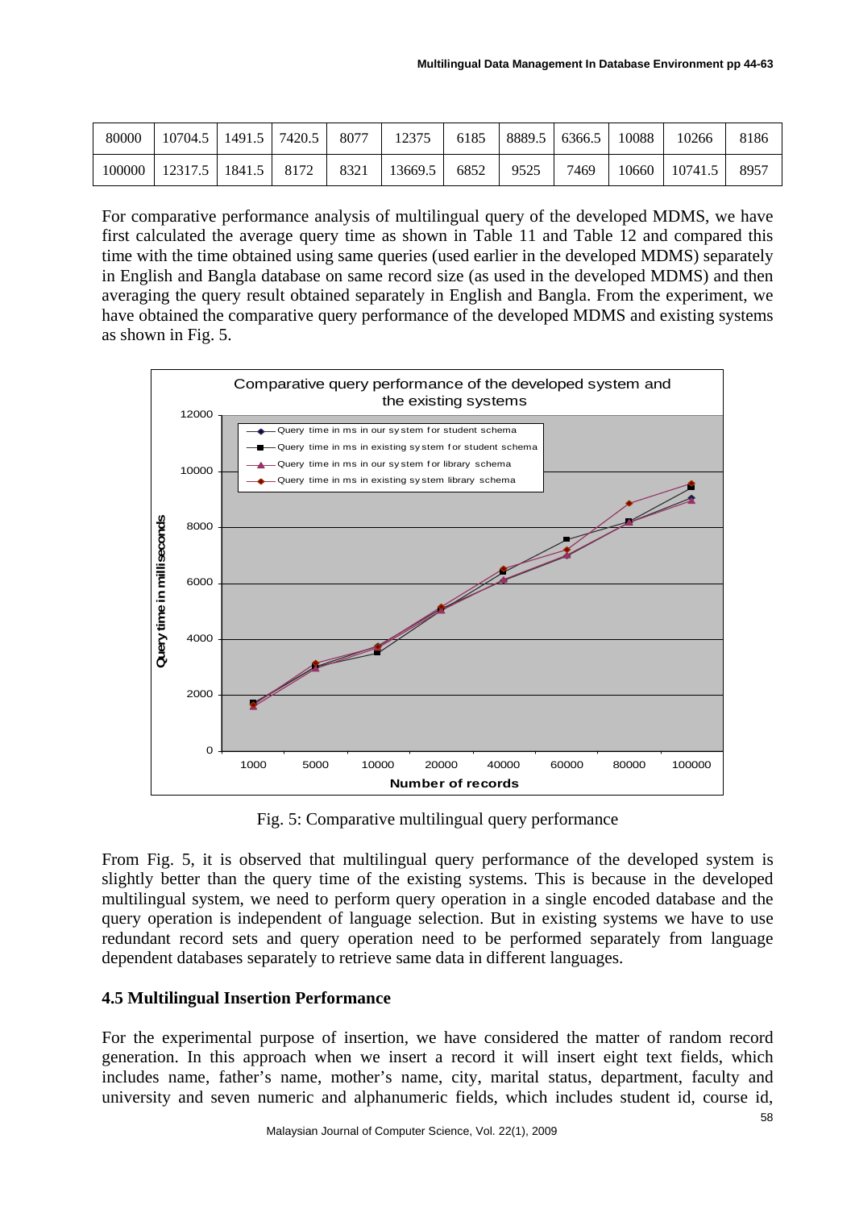| | | | | | | | | | | |
|---|---|---|---|---|---|---|---|---|---|---|
| 80000 | 10704.5 | 1491.5 | 7420.5 | 8077 | 12375 | 6185 | 8889.5 | 6366.5 | 10088 | 10266 | 8186 |
| 100000 | 12317.5 | 1841.5 | 8172 | 8321 | 13669.5 | 6852 | 9525 | 7469 | 10660 | 10741.5 | 8957 |

For comparative performance analysis of multilingual query of the developed MDMS, we have first calculated the average query time as shown in Table 11 and Table 12 and compared this time with the time obtained using same queries (used earlier in the developed MDMS) separately in English and Bangla database on same record size (as used in the developed MDMS) and then averaging the query result obtained separately in English and Bangla. From the experiment, we have obtained the comparative query performance of the developed MDMS and existing systems as shown in Fig. 5.

Fig. 5: Comparative multilingual query performance

From Fig. 5, it is observed that multilingual query performance of the developed system is slightly better than the query time of the existing systems. This is because in the developed multilingual system, we need to perform query operation in a single encoded database and the query operation is independent of language selection. But in existing systems we have to use redundant record sets and query operation need to be performed separately from language dependent databases separately to retrieve same data in different languages.

### 4.5 Multilingual Insertion Performance

For the experimental purpose of insertion, we have considered the matter of random record generation. In this approach when we insert a record it will insert eight text fields, which includes name, father's name, mother's name, city, marital status, department, faculty and university and seven numeric and alphanumeric fields, which includes student id, course id,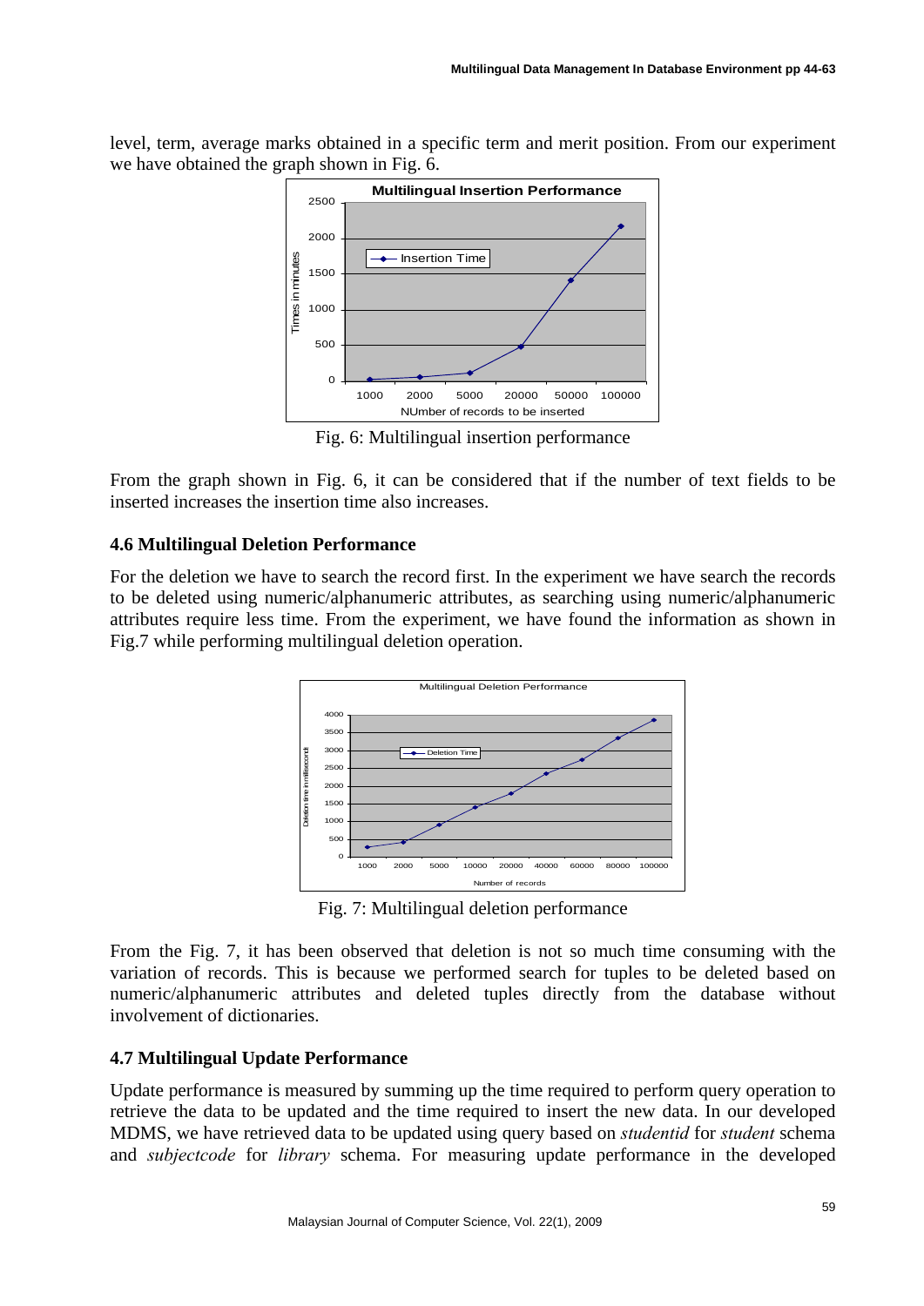level, term, average marks obtained in a specific term and merit position. From our experiment we have obtained the graph shown in Fig. 6.

Fig. 6: Multilingual insertion performance

From the graph shown in Fig. 6, it can be considered that if the number of text fields to be inserted increases the insertion time also increases.

### 4.6 Multilingual Deletion Performance

For the deletion we have to search the record first. In the experiment we have search the records to be deleted using numeric/alphanumeric attributes, as searching using numeric/alphanumeric attributes require less time. From the experiment, we have found the information as shown in Fig.7 while performing multilingual deletion operation.

Fig. 7: Multilingual deletion performance

From the Fig. 7, it has been observed that deletion is not so much time consuming with the variation of records. This is because we performed search for tuples to be deleted based on numeric/alphanumeric attributes and deleted tuples directly from the database without involvement of dictionaries.

### 4.7 Multilingual Update Performance

Update performance is measured by summing up the time required to perform query operation to retrieve the data to be updated and the time required to insert the new data. In our developed MDMS, we have retrieved data to be updated using query based on *studentid* for *student* schema and *subjectcode* for *library* schema. For measuring update performance in the developed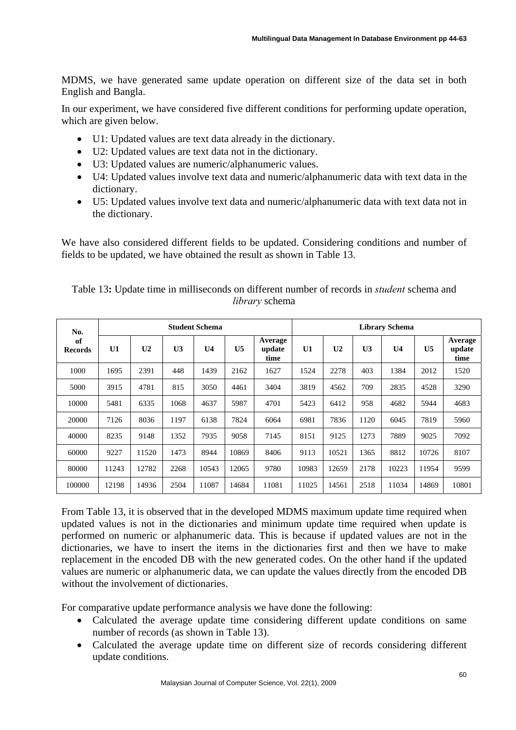MDMS, we have generated same update operation on different size of the data set in both English and Bangla.

In our experiment, we have considered five different conditions for performing update operation, which are given below.

- U1: Updated values are text data already in the dictionary.
- U2: Updated values are text data not in the dictionary.
- U3: Updated values are numeric/alphanumeric values.
- U4: Updated values involve text data and numeric/alphanumeric data with text data in the dictionary.
- U5: Updated values involve text data and numeric/alphanumeric data with text data not in the dictionary.

We have also considered different fields to be updated. Considering conditions and number of fields to be updated, we have obtained the result as shown in Table 13.

Table 13**:** Update time in milliseconds on different number of records in *student* schema and *library* schema

| No. of Records | Student Schema | | | | | | Library Schema | | | | | |
|---|---|---|---|---|---|---|---|---|---|---|---|---|
| | **U1** | **U2** | **U3** | **U4** | **U5** | **Average update time** | **U1** | **U2** | **U3** | **U4** | **U5** | **Average update time** |
| 1000 | 1695 | 2391 | 448 | 1439 | 2162 | 1627 | 1524 | 2278 | 403 | 1384 | 2012 | 1520 |
| 5000 | 3915 | 4781 | 815 | 3050 | 4461 | 3404 | 3819 | 4562 | 709 | 2835 | 4528 | 3290 |
| 10000 | 5481 | 6335 | 1068 | 4637 | 5987 | 4701 | 5423 | 6412 | 958 | 4682 | 5944 | 4683 |
| 20000 | 7126 | 8036 | 1197 | 6138 | 7824 | 6064 | 6981 | 7836 | 1120 | 6045 | 7819 | 5960 |
| 40000 | 8235 | 9148 | 1352 | 7935 | 9058 | 7145 | 8151 | 9125 | 1273 | 7889 | 9025 | 7092 |
| 60000 | 9227 | 11520 | 1473 | 8944 | 10869 | 8406 | 9113 | 10521 | 1365 | 8812 | 10726 | 8107 |
| 80000 | 11243 | 12782 | 2268 | 10543 | 12065 | 9780 | 10983 | 12659 | 2178 | 10223 | 11954 | 9599 |
| 100000 | 12198 | 14936 | 2504 | 11087 | 14684 | 11081 | 11025 | 14561 | 2518 | 11034 | 14869 | 10801 |

From Table 13, it is observed that in the developed MDMS maximum update time required when updated values is not in the dictionaries and minimum update time required when update is performed on numeric or alphanumeric data. This is because if updated values are not in the dictionaries, we have to insert the items in the dictionaries first and then we have to make replacement in the encoded DB with the new generated codes. On the other hand if the updated values are numeric or alphanumeric data, we can update the values directly from the encoded DB without the involvement of dictionaries.

For comparative update performance analysis we have done the following:

- Calculated the average update time considering different update conditions on same number of records (as shown in Table 13).
- Calculated the average update time on different size of records considering different update conditions.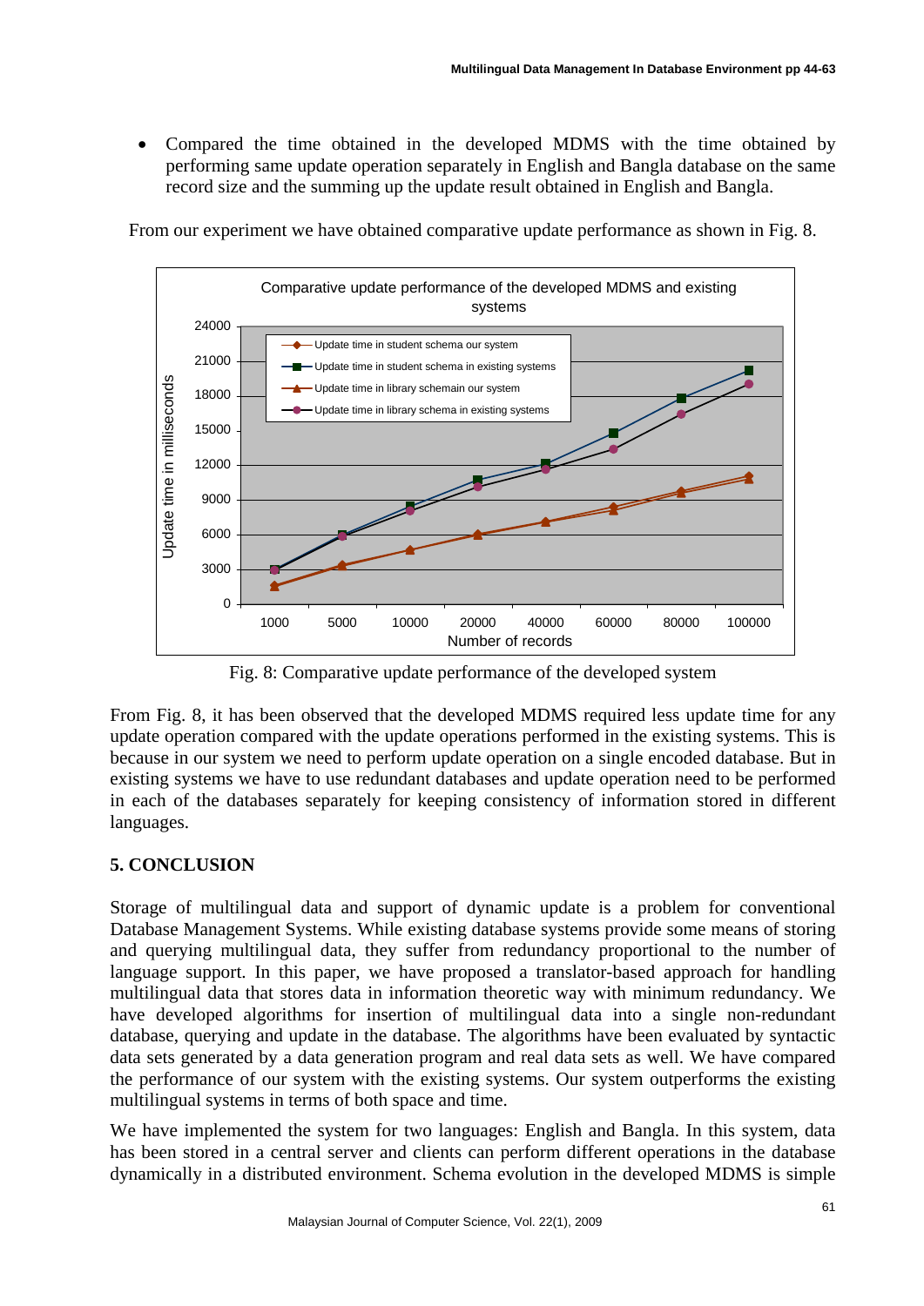- Compared the time obtained in the developed MDMS with the time obtained by performing same update operation separately in English and Bangla database on the same record size and the summing up the update result obtained in English and Bangla.

From our experiment we have obtained comparative update performance as shown in Fig. 8.

Fig. 8: Comparative update performance of the developed system

From Fig. 8, it has been observed that the developed MDMS required less update time for any update operation compared with the update operations performed in the existing systems. This is because in our system we need to perform update operation on a single encoded database. But in existing systems we have to use redundant databases and update operation need to be performed in each of the databases separately for keeping consistency of information stored in different languages.

## 5. CONCLUSION

Storage of multilingual data and support of dynamic update is a problem for conventional Database Management Systems. While existing database systems provide some means of storing and querying multilingual data, they suffer from redundancy proportional to the number of language support. In this paper, we have proposed a translator-based approach for handling multilingual data that stores data in information theoretic way with minimum redundancy. We have developed algorithms for insertion of multilingual data into a single non-redundant database, querying and update in the database. The algorithms have been evaluated by syntactic data sets generated by a data generation program and real data sets as well. We have compared the performance of our system with the existing systems. Our system outperforms the existing multilingual systems in terms of both space and time.

We have implemented the system for two languages: English and Bangla. In this system, data has been stored in a central server and clients can perform different operations in the database dynamically in a distributed environment. Schema evolution in the developed MDMS is simple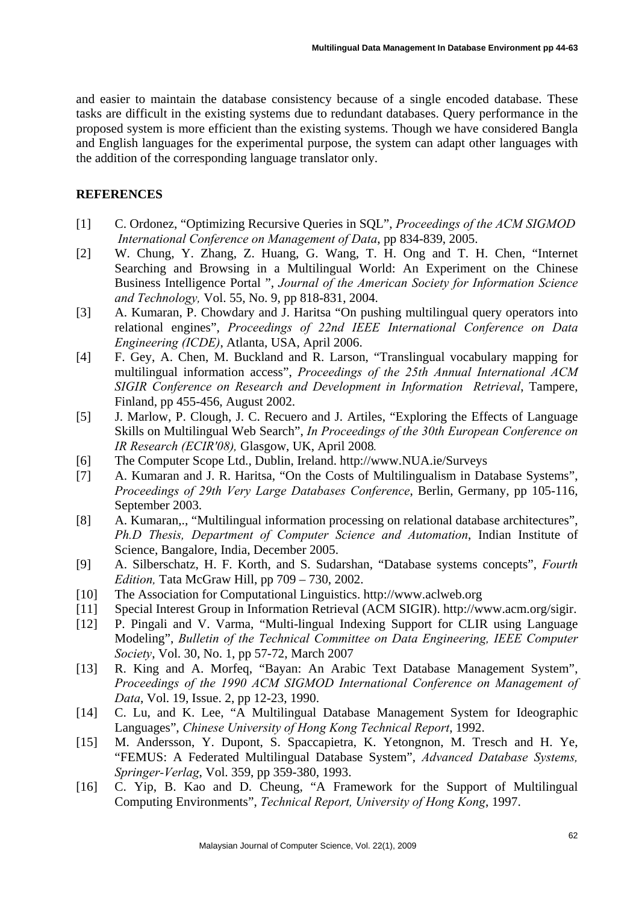and easier to maintain the database consistency because of a single encoded database. These tasks are difficult in the existing systems due to redundant databases. Query performance in the proposed system is more efficient than the existing systems. Though we have considered Bangla and English languages for the experimental purpose, the system can adapt other languages with the addition of the corresponding language translator only.

## REFERENCES

[1] C. Ordonez, "Optimizing Recursive Queries in SQL", *Proceedings of the ACM SIGMOD International Conference on Management of Data*, pp 834-839, 2005.

[2] W. Chung, Y. Zhang, Z. Huang, G. Wang, T. H. Ong and T. H. Chen, "Internet Searching and Browsing in a Multilingual World: An Experiment on the Chinese Business Intelligence Portal ", *Journal of the American Society for Information Science and Technology,* Vol. 55, No. 9, pp 818-831, 2004.

[3] A. Kumaran, P. Chowdary and J. Haritsa "On pushing multilingual query operators into relational engines", *Proceedings of 22nd IEEE International Conference on Data Engineering (ICDE)*, Atlanta, USA, April 2006.

[4] F. Gey, A. Chen, M. Buckland and R. Larson, "Translingual vocabulary mapping for multilingual information access", *Proceedings of the 25th Annual International ACM SIGIR Conference on Research and Development in Information Retrieval*, Tampere, Finland, pp 455-456, August 2002.

[5] J. Marlow, P. Clough, J. C. Recuero and J. Artiles, "Exploring the Effects of Language Skills on Multilingual Web Search", *In Proceedings of the 30th European Conference on IR Research (ECIR'08),* Glasgow, UK, April 2008*.*

[6] The Computer Scope Ltd., Dublin, Ireland. http://www.NUA.ie/Surveys

[7] A. Kumaran and J. R. Haritsa, "On the Costs of Multilingualism in Database Systems", *Proceedings of 29th Very Large Databases Conference*, Berlin, Germany, pp 105-116, September 2003.

[8] A. Kumaran,., "Multilingual information processing on relational database architectures", *Ph.D Thesis, Department of Computer Science and Automation*, Indian Institute of Science, Bangalore, India, December 2005.

[9] A. Silberschatz, H. F. Korth, and S. Sudarshan, "Database systems concepts", *Fourth Edition,* Tata McGraw Hill, pp 709 – 730, 2002.

[10] The Association for Computational Linguistics. http://www.aclweb.org

[11] Special Interest Group in Information Retrieval (ACM SIGIR). http://www.acm.org/sigir.

[12] P. Pingali and V. Varma, "Multi-lingual Indexing Support for CLIR using Language Modeling", *Bulletin of the Technical Committee on Data Engineering, IEEE Computer Society*, Vol. 30, No. 1, pp 57-72, March 2007

[13] R. King and A. Morfeq, "Bayan: An Arabic Text Database Management System", *Proceedings of the 1990 ACM SIGMOD International Conference on Management of Data*, Vol. 19, Issue. 2, pp 12-23, 1990.

[14] C. Lu, and K. Lee, "A Multilingual Database Management System for Ideographic Languages", *Chinese University of Hong Kong Technical Report*, 1992.

[15] M. Andersson, Y. Dupont, S. Spaccapietra, K. Yetongnon, M. Tresch and H. Ye, "FEMUS: A Federated Multilingual Database System", *Advanced Database Systems, Springer-Verlag*, Vol. 359, pp 359-380, 1993.

[16] C. Yip, B. Kao and D. Cheung, "A Framework for the Support of Multilingual Computing Environments", *Technical Report, University of Hong Kong*, 1997.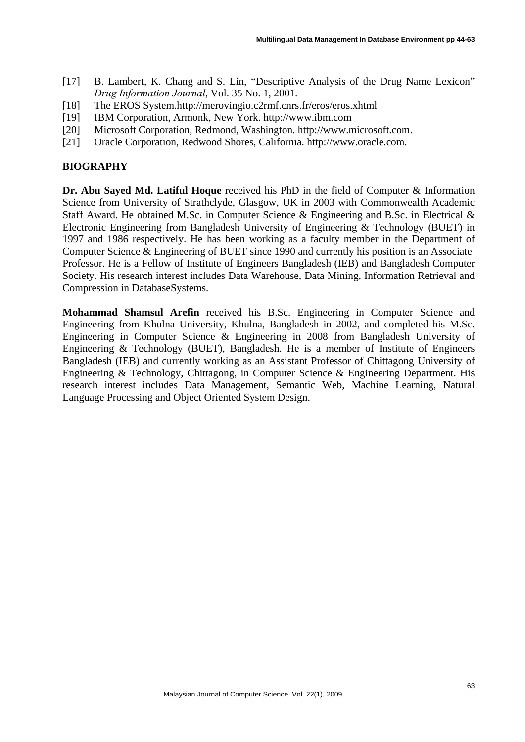[17] B. Lambert, K. Chang and S. Lin, "Descriptive Analysis of the Drug Name Lexicon" *Drug Information Journal*, Vol. 35 No. 1, 2001.

[18] The EROS System.http://merovingio.c2rmf.cnrs.fr/eros/eros.xhtml

[19] IBM Corporation, Armonk, New York. http://www.ibm.com

[20] Microsoft Corporation, Redmond, Washington. http://www.microsoft.com.

[21] Oracle Corporation, Redwood Shores, California. http://www.oracle.com.

## BIOGRAPHY

**Dr. Abu Sayed Md. Latiful Hoque** received his PhD in the field of Computer & Information Science from University of Strathclyde, Glasgow, UK in 2003 with Commonwealth Academic Staff Award. He obtained M.Sc. in Computer Science & Engineering and B.Sc. in Electrical & Electronic Engineering from Bangladesh University of Engineering & Technology (BUET) in 1997 and 1986 respectively. He has been working as a faculty member in the Department of Computer Science & Engineering of BUET since 1990 and currently his position is an Associate Professor. He is a Fellow of Institute of Engineers Bangladesh (IEB) and Bangladesh Computer Society. His research interest includes Data Warehouse, Data Mining, Information Retrieval and Compression in DatabaseSystems.

**Mohammad Shamsul Arefin** received his B.Sc. Engineering in Computer Science and Engineering from Khulna University, Khulna, Bangladesh in 2002, and completed his M.Sc. Engineering in Computer Science & Engineering in 2008 from Bangladesh University of Engineering & Technology (BUET), Bangladesh. He is a member of Institute of Engineers Bangladesh (IEB) and currently working as an Assistant Professor of Chittagong University of Engineering & Technology, Chittagong, in Computer Science & Engineering Department. His research interest includes Data Management, Semantic Web, Machine Learning, Natural Language Processing and Object Oriented System Design.